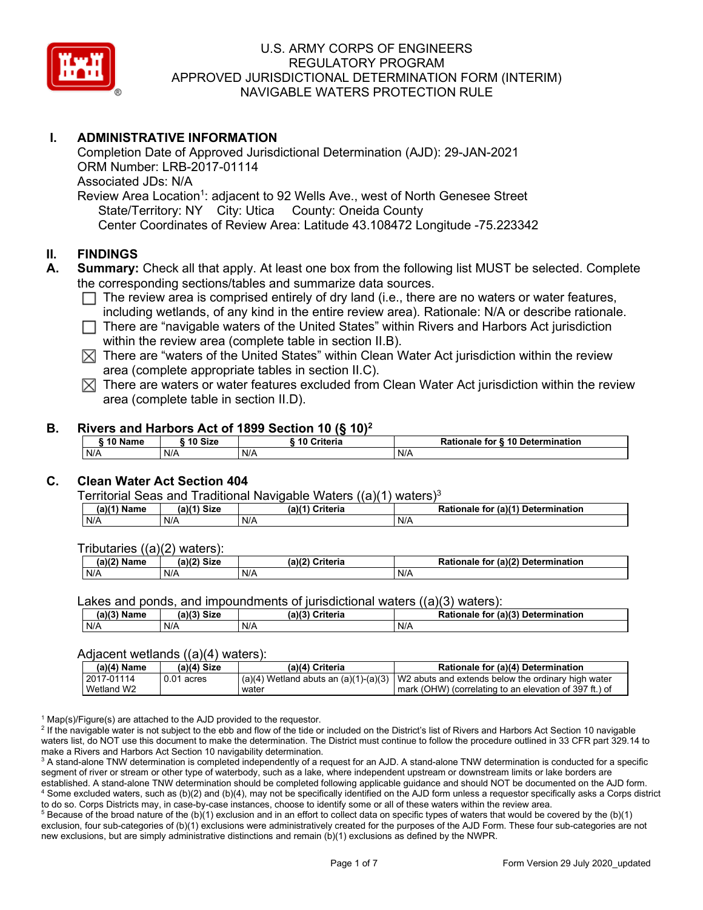# U.S. ARMY CORPS OF ENGINEERS
# REGULATORY PROGRAM
# APPROVED JURISDICTIONAL DETERMINATION FORM (INTERIM)
# NAVIGABLE WATERS PROTECTION RULE

## I. ADMINISTRATIVE INFORMATION

Completion Date of Approved Jurisdictional Determination (AJD): 29-JAN-2021
ORM Number: LRB-2017-01114
Associated JDs: N/A
Review Area Location[1]: adjacent to 92 Wells Ave., west of North Genesee Street
State/Territory: NY City: Utica County: Oneida County
Center Coordinates of Review Area: Latitude 43.108472 Longitude -75.223342

## II. FINDINGS

**A. Summary:** Check all that apply. At least one box from the following list MUST be selected. Complete the corresponding sections/tables and summarize data sources.

- ☐ The review area is comprised entirely of dry land (i.e., there are no waters or water features, including wetlands, of any kind in the entire review area). Rationale: N/A or describe rationale.
- ☐ There are "navigable waters of the United States" within Rivers and Harbors Act jurisdiction within the review area (complete table in section II.B).
- ☒ There are "waters of the United States" within Clean Water Act jurisdiction within the review area (complete appropriate tables in section II.C).
- ☒ There are waters or water features excluded from Clean Water Act jurisdiction within the review area (complete table in section II.D).

**B. Rivers and Harbors Act of 1899 Section 10 (§ 10)[2]**

| § 10 Name | § 10 Size | § 10 Criteria | Rationale for § 10 Determination |
|---|---|---|---|
| N/A | N/A | N/A | N/A |

**C. Clean Water Act Section 404**

Territorial Seas and Traditional Navigable Waters ((a)(1) waters)[3]

| (a)(1) Name | (a)(1) Size | (a)(1) Criteria | Rationale for (a)(1) Determination |
|---|---|---|---|
| N/A | N/A | N/A | N/A |

Tributaries ((a)(2) waters):

| (a)(2) Name | (a)(2) Size | (a)(2) Criteria | Rationale for (a)(2) Determination |
|---|---|---|---|
| N/A | N/A | N/A | N/A |

Lakes and ponds, and impoundments of jurisdictional waters ((a)(3) waters):

| (a)(3) Name | (a)(3) Size | (a)(3) Criteria | Rationale for (a)(3) Determination |
|---|---|---|---|
| N/A | N/A | N/A | N/A |

Adjacent wetlands ((a)(4) waters):

| (a)(4) Name | (a)(4) Size | (a)(4) Criteria | Rationale for (a)(4) Determination |
|---|---|---|---|
| 2017-01114 Wetland W2 | 0.01 acres | (a)(4) Wetland abuts an (a)(1)-(a)(3) water | W2 abuts and extends below the ordinary high water mark (OHW) (correlating to an elevation of 397 ft.) of |

[1] Map(s)/Figure(s) are attached to the AJD provided to the requestor.
[2] If the navigable water is not subject to the ebb and flow of the tide or included on the District's list of Rivers and Harbors Act Section 10 navigable waters list, do NOT use this document to make the determination. The District must continue to follow the procedure outlined in 33 CFR part 329.14 to make a Rivers and Harbors Act Section 10 navigability determination.
[3] A stand-alone TNW determination is completed independently of a request for an AJD. A stand-alone TNW determination is conducted for a specific segment of river or stream or other type of waterbody, such as a lake, where independent upstream or downstream limits or lake borders are established. A stand-alone TNW determination should be completed following applicable guidance and should NOT be documented on the AJD form.
[4] Some excluded waters, such as (b)(2) and (b)(4), may not be specifically identified on the AJD form unless a requestor specifically asks a Corps district to do so. Corps Districts may, in case-by-case instances, choose to identify some or all of these waters within the review area.
[5] Because of the broad nature of the (b)(1) exclusion and in an effort to collect data on specific types of waters that would be covered by the (b)(1) exclusion, four sub-categories of (b)(1) exclusions were administratively created for the purposes of the AJD Form. These four sub-categories are not new exclusions, but are simply administrative distinctions and remain (b)(1) exclusions as defined by the NWPR.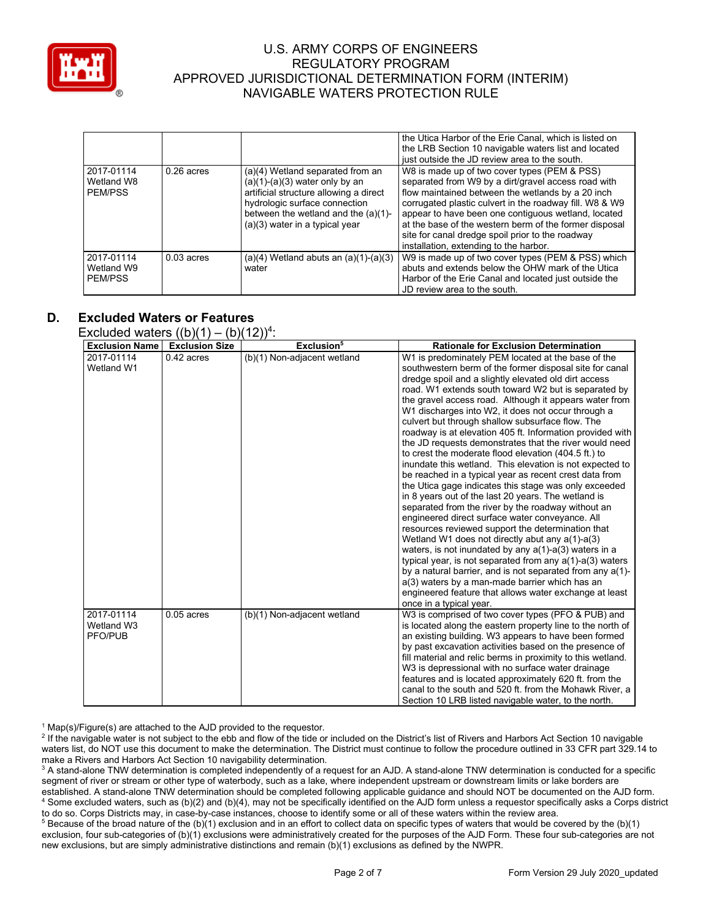| | | | the Utica Harbor of the Erie Canal, which is listed on the LRB Section 10 navigable waters list and located just outside the JD review area to the south. |
|---|---|---|---|
| 2017-01114 Wetland W8 PEM/PSS | 0.26 acres | (a)(4) Wetland separated from an (a)(1)-(a)(3) water only by an artificial structure allowing a direct hydrologic surface connection between the wetland and the (a)(1)-(a)(3) water in a typical year | W8 is made up of two cover types (PEM & PSS) separated from W9 by a dirt/gravel access road with flow maintained between the wetlands by a 20 inch corrugated plastic culvert in the roadway fill. W8 & W9 appear to have been one contiguous wetland, located at the base of the western berm of the former disposal site for canal dredge spoil prior to the roadway installation, extending to the harbor. |
| 2017-01114 Wetland W9 PEM/PSS | 0.03 acres | (a)(4) Wetland abuts an (a)(1)-(a)(3) water | W9 is made up of two cover types (PEM & PSS) which abuts and extends below the OHW mark of the Utica Harbor of the Erie Canal and located just outside the JD review area to the south. |

## D. Excluded Waters or Features

Excluded waters ((b)(1) – (b)(12))[4]:

| Exclusion Name | Exclusion Size | Exclusion[5] | Rationale for Exclusion Determination |
|---|---|---|---|
| 2017-01114 Wetland W1 | 0.42 acres | (b)(1) Non-adjacent wetland | W1 is predominately PEM located at the base of the southwestern berm of the former disposal site for canal dredge spoil and a slightly elevated old dirt access road. W1 extends south toward W2 but is separated by the gravel access road. Although it appears water from W1 discharges into W2, it does not occur through a culvert but through shallow subsurface flow. The roadway is at elevation 405 ft. Information provided with the JD requests demonstrates that the river would need to crest the moderate flood elevation (404.5 ft.) to inundate this wetland. This elevation is not expected to be reached in a typical year as recent crest data from the Utica gage indicates this stage was only exceeded in 8 years out of the last 20 years. The wetland is separated from the river by the roadway without an engineered direct surface water conveyance. All resources reviewed support the determination that Wetland W1 does not directly abut any a(1)-a(3) waters, is not inundated by any a(1)-a(3) waters in a typical year, is not separated from any a(1)-a(3) waters by a natural barrier, and is not separated from any a(1)-a(3) waters by a man-made barrier which has an engineered feature that allows water exchange at least once in a typical year. |
| 2017-01114 Wetland W3 PFO/PUB | 0.05 acres | (b)(1) Non-adjacent wetland | W3 is comprised of two cover types (PFO & PUB) and is located along the eastern property line to the north of an existing building. W3 appears to have been formed by past excavation activities based on the presence of fill material and relic berms in proximity to this wetland. W3 is depressional with no surface water drainage features and is located approximately 620 ft. from the canal to the south and 520 ft. from the Mohawk River, a Section 10 LRB listed navigable water, to the north. |

[1] Map(s)/Figure(s) are attached to the AJD provided to the requestor.
[2] If the navigable water is not subject to the ebb and flow of the tide or included on the District's list of Rivers and Harbors Act Section 10 navigable waters list, do NOT use this document to make the determination. The District must continue to follow the procedure outlined in 33 CFR part 329.14 to make a Rivers and Harbors Act Section 10 navigability determination.
[3] A stand-alone TNW determination is completed independently of a request for an AJD. A stand-alone TNW determination is conducted for a specific segment of river or stream or other type of waterbody, such as a lake, where independent upstream or downstream limits or lake borders are established. A stand-alone TNW determination should be completed following applicable guidance and should NOT be documented on the AJD form.
[4] Some excluded waters, such as (b)(2) and (b)(4), may not be specifically identified on the AJD form unless a requestor specifically asks a Corps district to do so. Corps Districts may, in case-by-case instances, choose to identify some or all of these waters within the review area.
[5] Because of the broad nature of the (b)(1) exclusion and in an effort to collect data on specific types of waters that would be covered by the (b)(1) exclusion, four sub-categories of (b)(1) exclusions were administratively created for the purposes of the AJD Form. These four sub-categories are not new exclusions, but are simply administrative distinctions and remain (b)(1) exclusions as defined by the NWPR.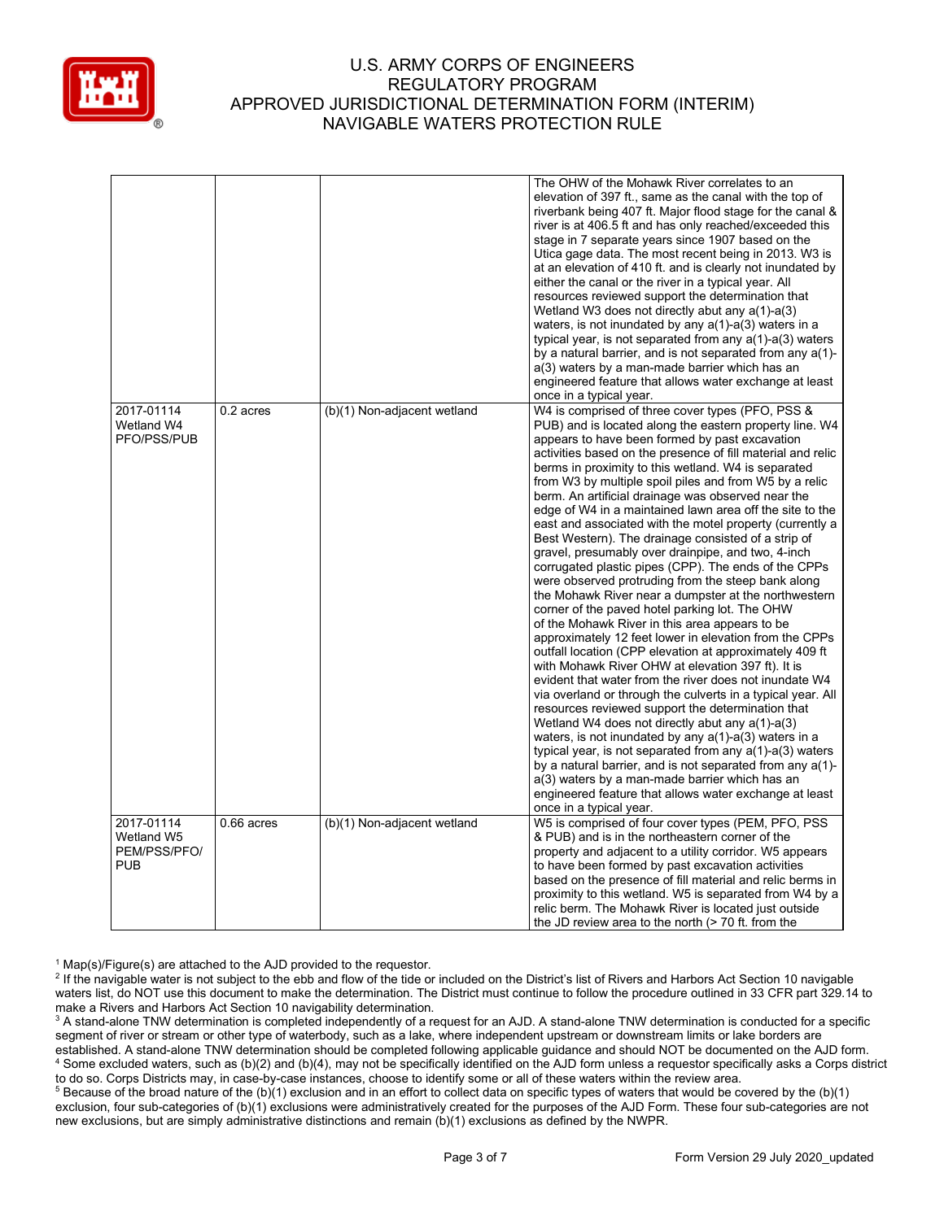| | | | |
|---|---|---|---|
| | | | The OHW of the Mohawk River correlates to an elevation of 397 ft., same as the canal with the top of riverbank being 407 ft. Major flood stage for the canal & river is at 406.5 ft and has only reached/exceeded this stage in 7 separate years since 1907 based on the Utica gage data. The most recent being in 2013. W3 is at an elevation of 410 ft. and is clearly not inundated by either the canal or the river in a typical year. All resources reviewed support the determination that Wetland W3 does not directly abut any a(1)-a(3) waters, is not inundated by any a(1)-a(3) waters in a typical year, is not separated from any a(1)-a(3) waters by a natural barrier, and is not separated from any a(1)-a(3) waters by a man-made barrier which has an engineered feature that allows water exchange at least once in a typical year. |
| 2017-01114 Wetland W4 PFO/PSS/PUB | 0.2 acres | (b)(1) Non-adjacent wetland | W4 is comprised of three cover types (PFO, PSS & PUB) and is located along the eastern property line. W4 appears to have been formed by past excavation activities based on the presence of fill material and relic berms in proximity to this wetland. W4 is separated from W3 by multiple spoil piles and from W5 by a relic berm. An artificial drainage was observed near the edge of W4 in a maintained lawn area off the site to the east and associated with the motel property (currently a Best Western). The drainage consisted of a strip of gravel, presumably over drainpipe, and two, 4-inch corrugated plastic pipes (CPP). The ends of the CPPs were observed protruding from the steep bank along the Mohawk River near a dumpster at the northwestern corner of the paved hotel parking lot. The OHW of the Mohawk River in this area appears to be approximately 12 feet lower in elevation from the CPPs outfall location (CPP elevation at approximately 409 ft with Mohawk River OHW at elevation 397 ft). It is evident that water from the river does not inundate W4 via overland or through the culverts in a typical year. All resources reviewed support the determination that Wetland W4 does not directly abut any a(1)-a(3) waters, is not inundated by any a(1)-a(3) waters in a typical year, is not separated from any a(1)-a(3) waters by a natural barrier, and is not separated from any a(1)-a(3) waters by a man-made barrier which has an engineered feature that allows water exchange at least once in a typical year. |
| 2017-01114 Wetland W5 PEM/PSS/PFO/ PUB | 0.66 acres | (b)(1) Non-adjacent wetland | W5 is comprised of four cover types (PEM, PFO, PSS & PUB) and is in the northeastern corner of the property and adjacent to a utility corridor. W5 appears to have been formed by past excavation activities based on the presence of fill material and relic berms in proximity to this wetland. W5 is separated from W4 by a relic berm. The Mohawk River is located just outside the JD review area to the north (> 70 ft. from the |

[1] Map(s)/Figure(s) are attached to the AJD provided to the requestor.

[2] If the navigable water is not subject to the ebb and flow of the tide or included on the District's list of Rivers and Harbors Act Section 10 navigable waters list, do NOT use this document to make the determination. The District must continue to follow the procedure outlined in 33 CFR part 329.14 to make a Rivers and Harbors Act Section 10 navigability determination.

[3] A stand-alone TNW determination is completed independently of a request for an AJD. A stand-alone TNW determination is conducted for a specific segment of river or stream or other type of waterbody, such as a lake, where independent upstream or downstream limits or lake borders are established. A stand-alone TNW determination should be completed following applicable guidance and should NOT be documented on the AJD form.

[4] Some excluded waters, such as (b)(2) and (b)(4), may not be specifically identified on the AJD form unless a requestor specifically asks a Corps district to do so. Corps Districts may, in case-by-case instances, choose to identify some or all of these waters within the review area.

[5] Because of the broad nature of the (b)(1) exclusion and in an effort to collect data on specific types of waters that would be covered by the (b)(1) exclusion, four sub-categories of (b)(1) exclusions were administratively created for the purposes of the AJD Form. These four sub-categories are not new exclusions, but are simply administrative distinctions and remain (b)(1) exclusions as defined by the NWPR.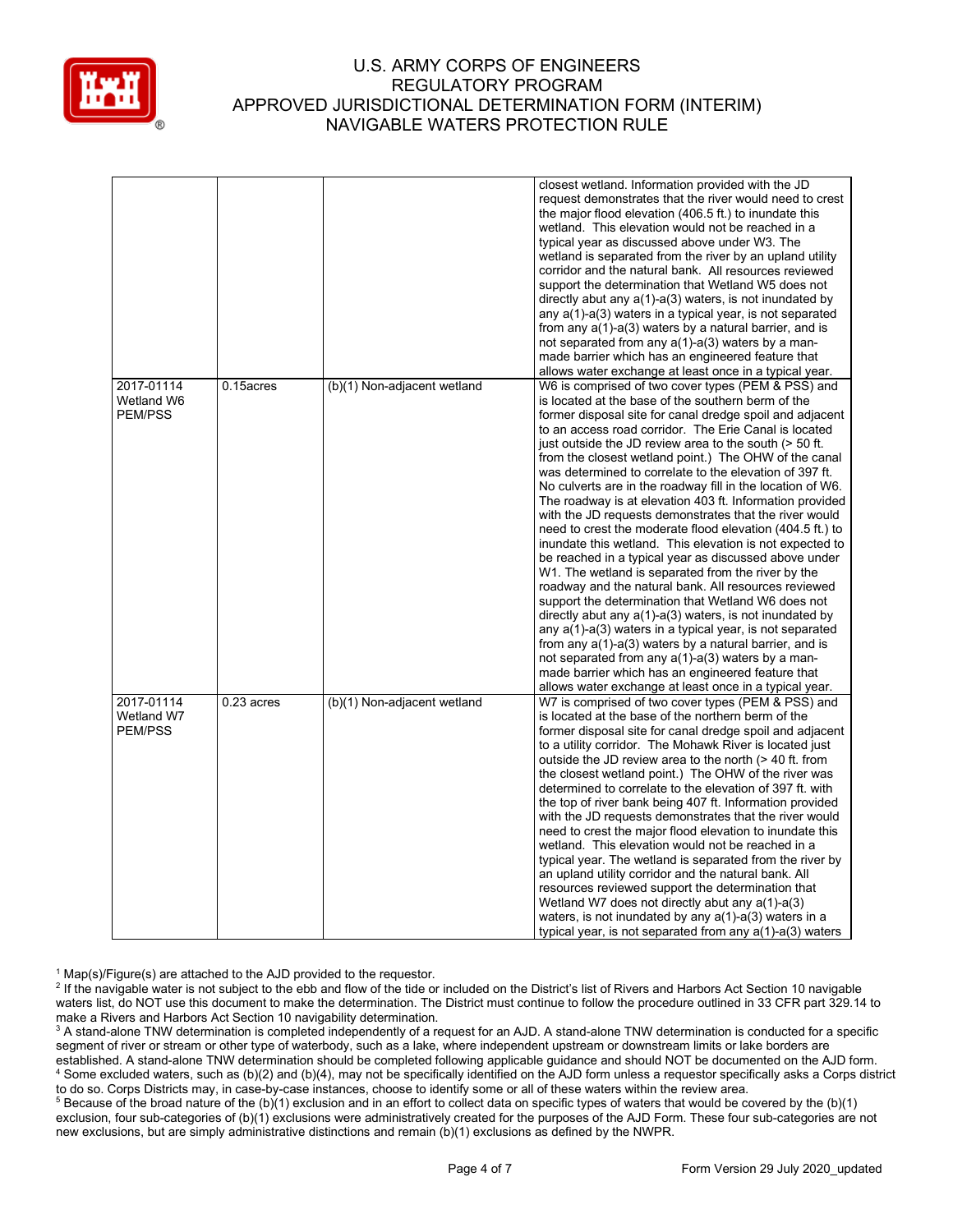| | | | |
|---|---|---|---|
| | | | closest wetland. Information provided with the JD request demonstrates that the river would need to crest the major flood elevation (406.5 ft.) to inundate this wetland. This elevation would not be reached in a typical year as discussed above under W3. The wetland is separated from the river by an upland utility corridor and the natural bank. All resources reviewed support the determination that Wetland W5 does not directly abut any a(1)-a(3) waters, is not inundated by any a(1)-a(3) waters in a typical year, is not separated from any a(1)-a(3) waters by a natural barrier, and is not separated from any a(1)-a(3) waters by a man-made barrier which has an engineered feature that allows water exchange at least once in a typical year. |
| 2017-01114 Wetland W6 PEM/PSS | 0.15acres | (b)(1) Non-adjacent wetland | W6 is comprised of two cover types (PEM & PSS) and is located at the base of the southern berm of the former disposal site for canal dredge spoil and adjacent to an access road corridor. The Erie Canal is located just outside the JD review area to the south (> 50 ft. from the closest wetland point.) The OHW of the canal was determined to correlate to the elevation of 397 ft. No culverts are in the roadway fill in the location of W6. The roadway is at elevation 403 ft. Information provided with the JD requests demonstrates that the river would need to crest the moderate flood elevation (404.5 ft.) to inundate this wetland. This elevation is not expected to be reached in a typical year as discussed above under W1. The wetland is separated from the river by the roadway and the natural bank. All resources reviewed support the determination that Wetland W6 does not directly abut any a(1)-a(3) waters, is not inundated by any a(1)-a(3) waters in a typical year, is not separated from any a(1)-a(3) waters by a natural barrier, and is not separated from any a(1)-a(3) waters by a man-made barrier which has an engineered feature that allows water exchange at least once in a typical year. |
| 2017-01114 Wetland W7 PEM/PSS | 0.23 acres | (b)(1) Non-adjacent wetland | W7 is comprised of two cover types (PEM & PSS) and is located at the base of the northern berm of the former disposal site for canal dredge spoil and adjacent to a utility corridor. The Mohawk River is located just outside the JD review area to the north (> 40 ft. from the closest wetland point.) The OHW of the river was determined to correlate to the elevation of 397 ft. with the top of river bank being 407 ft. Information provided with the JD requests demonstrates that the river would need to crest the major flood elevation to inundate this wetland. This elevation would not be reached in a typical year. The wetland is separated from the river by an upland utility corridor and the natural bank. All resources reviewed support the determination that Wetland W7 does not directly abut any a(1)-a(3) waters, is not inundated by any a(1)-a(3) waters in a typical year, is not separated from any a(1)-a(3) waters |

[1] Map(s)/Figure(s) are attached to the AJD provided to the requestor.

[2] If the navigable water is not subject to the ebb and flow of the tide or included on the District's list of Rivers and Harbors Act Section 10 navigable waters list, do NOT use this document to make the determination. The District must continue to follow the procedure outlined in 33 CFR part 329.14 to make a Rivers and Harbors Act Section 10 navigability determination.

[3] A stand-alone TNW determination is completed independently of a request for an AJD. A stand-alone TNW determination is conducted for a specific segment of river or stream or other type of waterbody, such as a lake, where independent upstream or downstream limits or lake borders are established. A stand-alone TNW determination should be completed following applicable guidance and should NOT be documented on the AJD form.

[4] Some excluded waters, such as (b)(2) and (b)(4), may not be specifically identified on the AJD form unless a requestor specifically asks a Corps district to do so. Corps Districts may, in case-by-case instances, choose to identify some or all of these waters within the review area.

[5] Because of the broad nature of the (b)(1) exclusion and in an effort to collect data on specific types of waters that would be covered by the (b)(1) exclusion, four sub-categories of (b)(1) exclusions were administratively created for the purposes of the AJD Form. These four sub-categories are not new exclusions, but are simply administrative distinctions and remain (b)(1) exclusions as defined by the NWPR.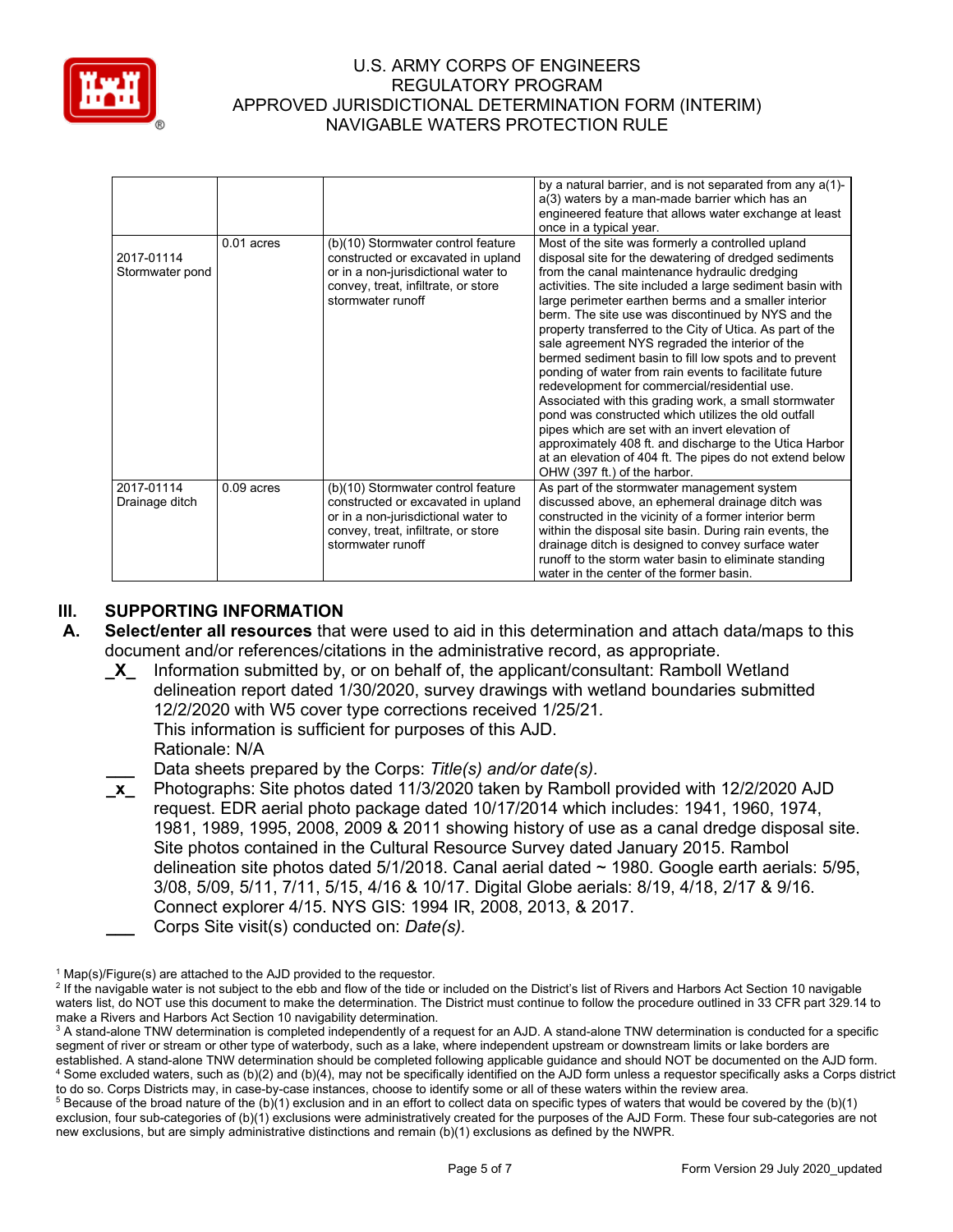| | | | by a natural barrier, and is not separated from any a(1)-a(3) waters by a man-made barrier which has an engineered feature that allows water exchange at least once in a typical year. |
|---|---|---|---|
| 2017-01114 Stormwater pond | 0.01 acres | (b)(10) Stormwater control feature constructed or excavated in upland or in a non-jurisdictional water to convey, treat, infiltrate, or store stormwater runoff | Most of the site was formerly a controlled upland disposal site for the dewatering of dredged sediments from the canal maintenance hydraulic dredging activities. The site included a large sediment basin with large perimeter earthen berms and a smaller interior berm. The site use was discontinued by NYS and the property transferred to the City of Utica. As part of the sale agreement NYS regraded the interior of the bermed sediment basin to fill low spots and to prevent ponding of water from rain events to facilitate future redevelopment for commercial/residential use. Associated with this grading work, a small stormwater pond was constructed which utilizes the old outfall pipes which are set with an invert elevation of approximately 408 ft. and discharge to the Utica Harbor at an elevation of 404 ft. The pipes do not extend below OHW (397 ft.) of the harbor. |
| 2017-01114 Drainage ditch | 0.09 acres | (b)(10) Stormwater control feature constructed or excavated in upland or in a non-jurisdictional water to convey, treat, infiltrate, or store stormwater runoff | As part of the stormwater management system discussed above, an ephemeral drainage ditch was constructed in the vicinity of a former interior berm within the disposal site basin. During rain events, the drainage ditch is designed to convey surface water runoff to the storm water basin to eliminate standing water in the center of the former basin. |

## III. SUPPORTING INFORMATION

**A. Select/enter all resources** that were used to aid in this determination and attach data/maps to this document and/or references/citations in the administrative record, as appropriate.

_X_ Information submitted by, or on behalf of, the applicant/consultant: Ramboll Wetland delineation report dated 1/30/2020, survey drawings with wetland boundaries submitted 12/2/2020 with W5 cover type corrections received 1/25/21.
This information is sufficient for purposes of this AJD.
Rationale: N/A

___ Data sheets prepared by the Corps: *Title(s) and/or date(s).*

_x_ Photographs: Site photos dated 11/3/2020 taken by Ramboll provided with 12/2/2020 AJD request. EDR aerial photo package dated 10/17/2014 which includes: 1941, 1960, 1974, 1981, 1989, 1995, 2008, 2009 & 2011 showing history of use as a canal dredge disposal site. Site photos contained in the Cultural Resource Survey dated January 2015. Rambol delineation site photos dated 5/1/2018. Canal aerial dated ~ 1980. Google earth aerials: 5/95, 3/08, 5/09, 5/11, 7/11, 5/15, 4/16 & 10/17. Digital Globe aerials: 8/19, 4/18, 2/17 & 9/16. Connect explorer 4/15. NYS GIS: 1994 IR, 2008, 2013, & 2017.

___ Corps Site visit(s) conducted on: *Date(s).*

[1] Map(s)/Figure(s) are attached to the AJD provided to the requestor.
[2] If the navigable water is not subject to the ebb and flow of the tide or included on the District's list of Rivers and Harbors Act Section 10 navigable waters list, do NOT use this document to make the determination. The District must continue to follow the procedure outlined in 33 CFR part 329.14 to make a Rivers and Harbors Act Section 10 navigability determination.
[3] A stand-alone TNW determination is completed independently of a request for an AJD. A stand-alone TNW determination is conducted for a specific segment of river or stream or other type of waterbody, such as a lake, where independent upstream or downstream limits or lake borders are established. A stand-alone TNW determination should be completed following applicable guidance and should NOT be documented on the AJD form.
[4] Some excluded waters, such as (b)(2) and (b)(4), may not be specifically identified on the AJD form unless a requestor specifically asks a Corps district to do so. Corps Districts may, in case-by-case instances, choose to identify some or all of these waters within the review area.
[5] Because of the broad nature of the (b)(1) exclusion and in an effort to collect data on specific types of waters that would be covered by the (b)(1) exclusion, four sub-categories of (b)(1) exclusions were administratively created for the purposes of the AJD Form. These four sub-categories are not new exclusions, but are simply administrative distinctions and remain (b)(1) exclusions as defined by the NWPR.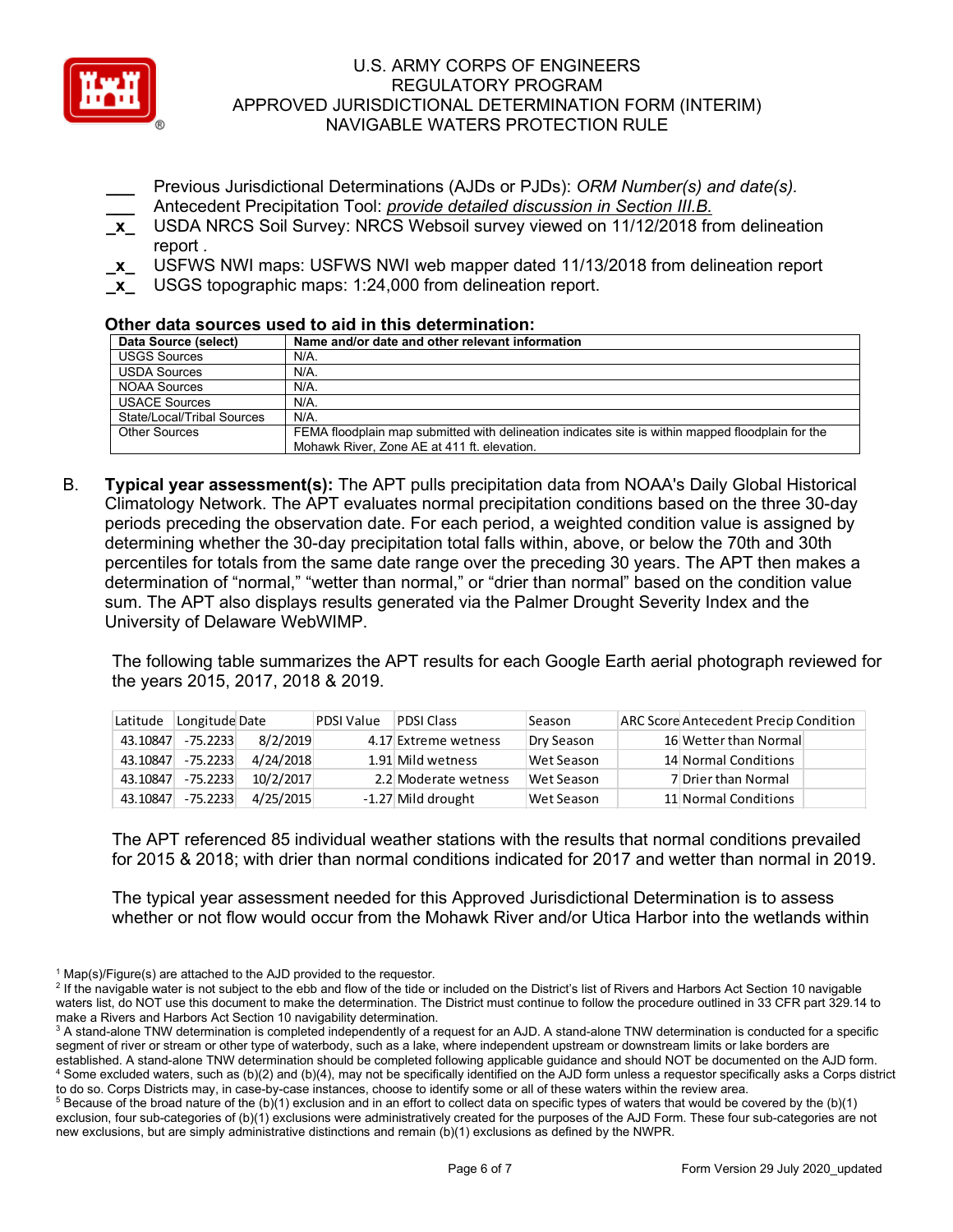___ Previous Jurisdictional Determinations (AJDs or PJDs): *ORM Number(s) and date(s).*
___ Antecedent Precipitation Tool: *provide detailed discussion in Section III.B.*
_x_ USDA NRCS Soil Survey: NRCS Websoil survey viewed on 11/12/2018 from delineation report .
_x_ USFWS NWI maps: USFWS NWI web mapper dated 11/13/2018 from delineation report
_x_ USGS topographic maps: 1:24,000 from delineation report.

**Other data sources used to aid in this determination:**

| Data Source (select) | Name and/or date and other relevant information |
|---|---|
| USGS Sources | N/A. |
| USDA Sources | N/A. |
| NOAA Sources | N/A. |
| USACE Sources | N/A. |
| State/Local/Tribal Sources | N/A. |
| Other Sources | FEMA floodplain map submitted with delineation indicates site is within mapped floodplain for the Mohawk River, Zone AE at 411 ft. elevation. |

B. **Typical year assessment(s):** The APT pulls precipitation data from NOAA's Daily Global Historical Climatology Network. The APT evaluates normal precipitation conditions based on the three 30-day periods preceding the observation date. For each period, a weighted condition value is assigned by determining whether the 30-day precipitation total falls within, above, or below the 70th and 30th percentiles for totals from the same date range over the preceding 30 years. The APT then makes a determination of "normal," "wetter than normal," or "drier than normal" based on the condition value sum. The APT also displays results generated via the Palmer Drought Severity Index and the University of Delaware WebWIMP.

The following table summarizes the APT results for each Google Earth aerial photograph reviewed for the years 2015, 2017, 2018 & 2019.

| Latitude | Longitude | Date | PDSI Value | PDSI Class | Season | ARC Score | Antecedent Precip Condition |
|---|---|---|---|---|---|---|---|
| 43.10847 | -75.2233 | 8/2/2019 | 4.17 | Extreme wetness | Dry Season | 16 | Wetter than Normal |
| 43.10847 | -75.2233 | 4/24/2018 | 1.91 | Mild wetness | Wet Season | 14 | Normal Conditions |
| 43.10847 | -75.2233 | 10/2/2017 | 2.2 | Moderate wetness | Wet Season | 7 | Drier than Normal |
| 43.10847 | -75.2233 | 4/25/2015 | -1.27 | Mild drought | Wet Season | 11 | Normal Conditions |

The APT referenced 85 individual weather stations with the results that normal conditions prevailed for 2015 & 2018; with drier than normal conditions indicated for 2017 and wetter than normal in 2019.

The typical year assessment needed for this Approved Jurisdictional Determination is to assess whether or not flow would occur from the Mohawk River and/or Utica Harbor into the wetlands within

[1] Map(s)/Figure(s) are attached to the AJD provided to the requestor.
[2] If the navigable water is not subject to the ebb and flow of the tide or included on the District's list of Rivers and Harbors Act Section 10 navigable waters list, do NOT use this document to make the determination. The District must continue to follow the procedure outlined in 33 CFR part 329.14 to make a Rivers and Harbors Act Section 10 navigability determination.
[3] A stand-alone TNW determination is completed independently of a request for an AJD. A stand-alone TNW determination is conducted for a specific segment of river or stream or other type of waterbody, such as a lake, where independent upstream or downstream limits or lake borders are established. A stand-alone TNW determination should be completed following applicable guidance and should NOT be documented on the AJD form.
[4] Some excluded waters, such as (b)(2) and (b)(4), may not be specifically identified on the AJD form unless a requestor specifically asks a Corps district to do so. Corps Districts may, in case-by-case instances, choose to identify some or all of these waters within the review area.
[5] Because of the broad nature of the (b)(1) exclusion and in an effort to collect data on specific types of waters that would be covered by the (b)(1) exclusion, four sub-categories of (b)(1) exclusions were administratively created for the purposes of the AJD Form. These four sub-categories are not new exclusions, but are simply administrative distinctions and remain (b)(1) exclusions as defined by the NWPR.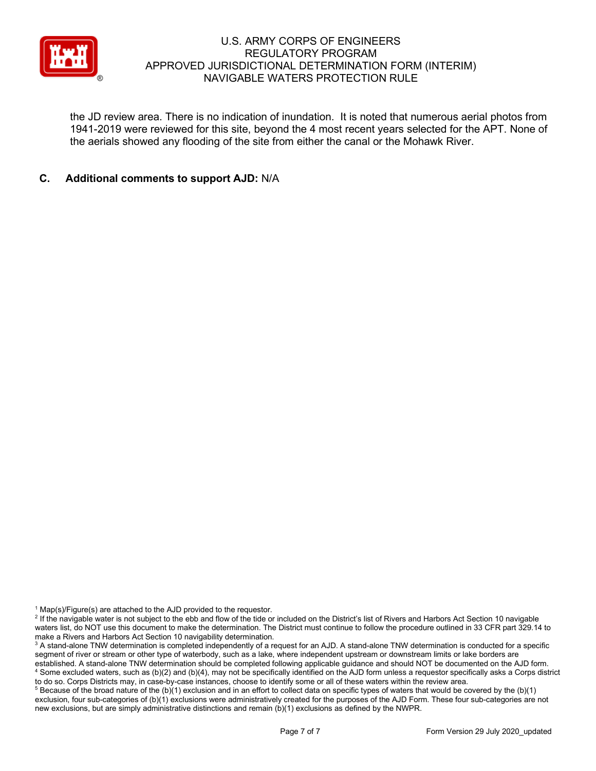the JD review area. There is no indication of inundation. It is noted that numerous aerial photos from 1941-2019 were reviewed for this site, beyond the 4 most recent years selected for the APT. None of the aerials showed any flooding of the site from either the canal or the Mohawk River.

**C. Additional comments to support AJD:** N/A

[1] Map(s)/Figure(s) are attached to the AJD provided to the requestor.

[2] If the navigable water is not subject to the ebb and flow of the tide or included on the District's list of Rivers and Harbors Act Section 10 navigable waters list, do NOT use this document to make the determination. The District must continue to follow the procedure outlined in 33 CFR part 329.14 to make a Rivers and Harbors Act Section 10 navigability determination.

[3] A stand-alone TNW determination is completed independently of a request for an AJD. A stand-alone TNW determination is conducted for a specific segment of river or stream or other type of waterbody, such as a lake, where independent upstream or downstream limits or lake borders are established. A stand-alone TNW determination should be completed following applicable guidance and should NOT be documented on the AJD form.

[4] Some excluded waters, such as (b)(2) and (b)(4), may not be specifically identified on the AJD form unless a requestor specifically asks a Corps district to do so. Corps Districts may, in case-by-case instances, choose to identify some or all of these waters within the review area.

[5] Because of the broad nature of the (b)(1) exclusion and in an effort to collect data on specific types of waters that would be covered by the (b)(1) exclusion, four sub-categories of (b)(1) exclusions were administratively created for the purposes of the AJD Form. These four sub-categories are not new exclusions, but are simply administrative distinctions and remain (b)(1) exclusions as defined by the NWPR.